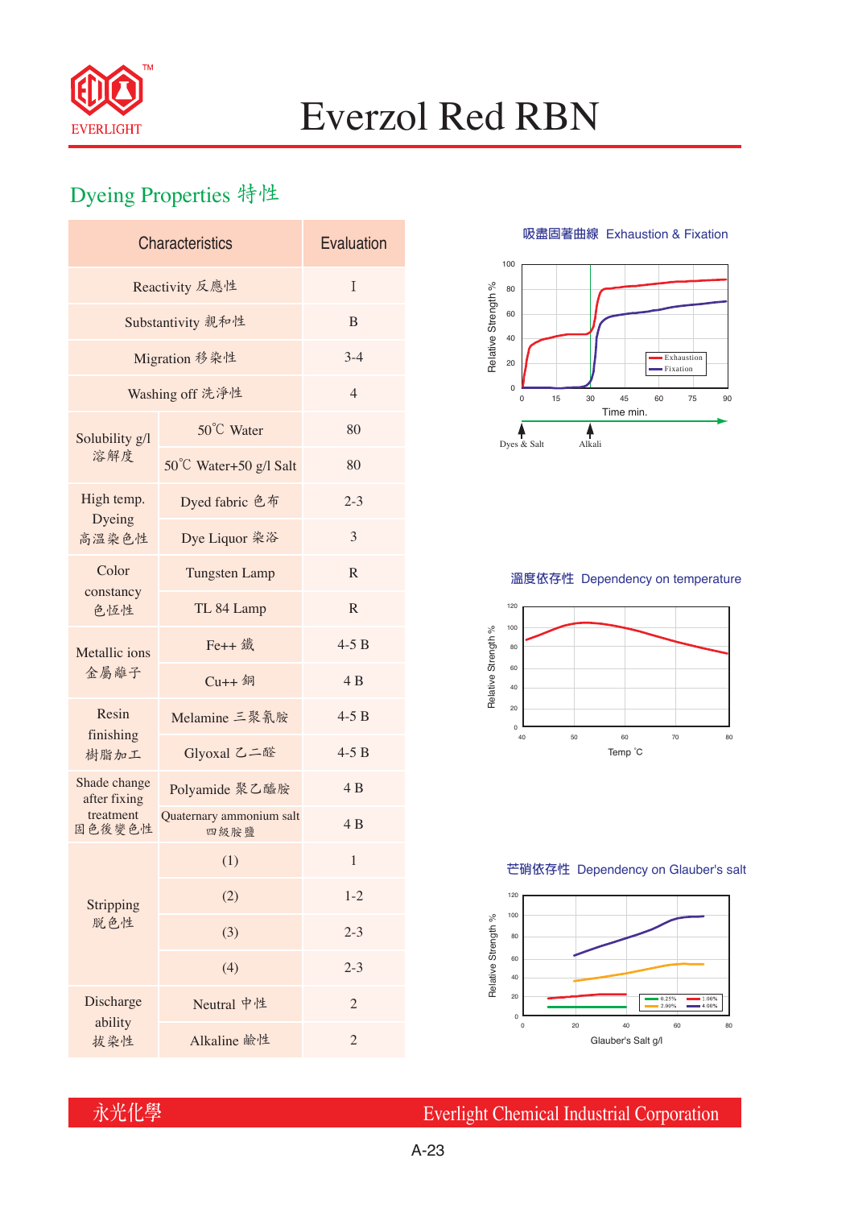# Everzol Red RBN

## Dyeing Properties 特性

| Characteristics | | Evaluation |
|---|---|---|
| Reactivity 反應性 | | I |
| Substantivity 親和性 | | B |
| Migration 移染性 | | 3-4 |
| Washing off 洗淨性 | | 4 |
| Solubility g/l 溶解度 | 50℃ Water | 80 |
| | 50℃ Water+50 g/l Salt | 80 |
| High temp. Dyeing 高溫染色性 | Dyed fabric 色布 | 2-3 |
| | Dye Liquor 染浴 | 3 |
| Color constancy 色恆性 | Tungsten Lamp | R |
| | TL 84 Lamp | R |
| Metallic ions 金屬離子 | Fe++ 鐵 | 4-5 B |
| | Cu++ 銅 | 4 B |
| Resin finishing 樹脂加工 | Melamine 三聚氰胺 | 4-5 B |
| | Glyoxal 乙二醛 | 4-5 B |
| Shade change after fixing treatment 固色後變色性 | Polyamide 聚乙醯胺 | 4 B |
| | Quaternary ammonium salt 四級胺鹽 | 4 B |
| Stripping 脫色性 | (1) | 1 |
| | (2) | 1-2 |
| | (3) | 2-3 |
| | (4) | 2-3 |
| Discharge ability 拔染性 | Neutral 中性 | 2 |
| | Alkaline 鹼性 | 2 |

吸盡固著曲線 Exhaustion & Fixation

溫度依存性 Dependency on temperature

芒硝依存性 Dependency on Glauber's salt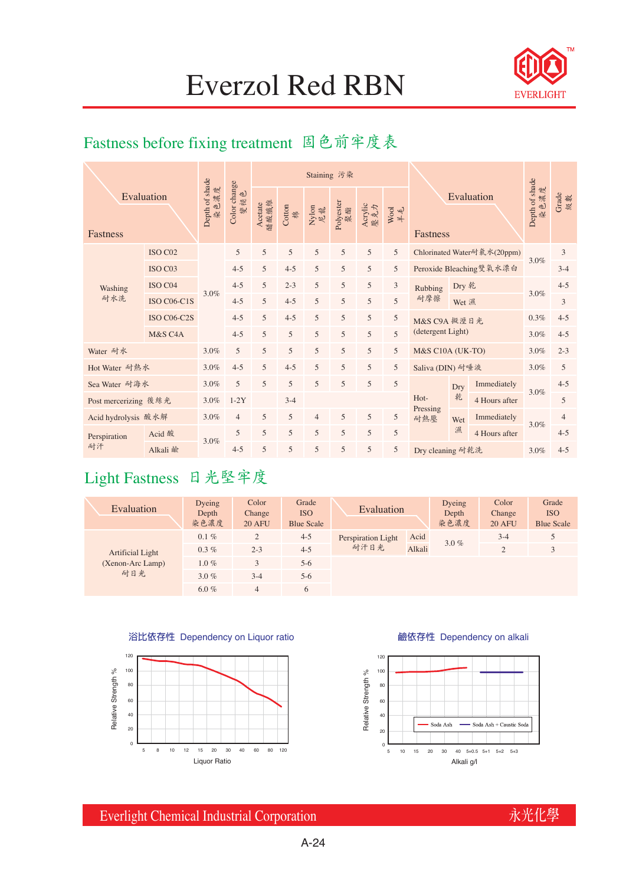# Everzol Red RBN

EVERLIGHT

## Fastness before fixing treatment 固色前牢度表

| Fastness \ Evaluation | | Depth of shade 染色濃度 | Color change 變褪色 | Staining 污染: Acetate 醋酸纖維 | Cotton 棉 | Nylon 尼龍 | Polyester 聚酯 | Acrylic 壓克力 | Wool 羊毛 |
|---|---|---|---|---|---|---|---|---|---|
| Washing 耐水洗 | ISO C02 | 3.0% | 5 | 5 | 5 | 5 | 5 | 5 | 5 |
| | ISO C03 | | 4-5 | 5 | 4-5 | 5 | 5 | 5 | 5 |
| | ISO C04 | | 4-5 | 5 | 2-3 | 5 | 5 | 5 | 3 |
| | ISO C06-C1S | | 4-5 | 5 | 4-5 | 5 | 5 | 5 | 5 |
| | ISO C06-C2S | | 4-5 | 5 | 4-5 | 5 | 5 | 5 | 5 |
| | M&S C4A | | 4-5 | 5 | 5 | 5 | 5 | 5 | 5 |
| Water 耐水 | | 3.0% | 5 | 5 | 5 | 5 | 5 | 5 | 5 |
| Hot Water 耐熱水 | | 3.0% | 4-5 | 5 | 4-5 | 5 | 5 | 5 | 5 |
| Sea Water 耐海水 | | 3.0% | 5 | 5 | 5 | 5 | 5 | 5 | 5 |
| Post mercerizing 後絲光 | | 3.0% | 1-2Y | | 3-4 | | | | |
| Acid hydrolysis 酸水解 | | 3.0% | 4 | 5 | 5 | 4 | 5 | 5 | 5 |
| Perspiration 耐汗 | Acid 酸 | 3.0% | 5 | 5 | 5 | 5 | 5 | 5 | 5 |
| | Alkali 鹼 | | 4-5 | 5 | 5 | 5 | 5 | 5 | 5 |

| Fastness \ Evaluation | | | Depth of shade 染色濃度 | Grade 級數 |
|---|---|---|---|---|
| Chlorinated Water 耐氯水(20ppm) | | | 3.0% | 3 |
| Peroxide Bleaching 雙氧水漂白 | | | | 3-4 |
| Rubbing 耐摩擦 | Dry 乾 | | 3.0% | 4-5 |
| | Wet 濕 | | | 3 |
| M&S C9A 擬浸日光 (detergent Light) | | | 0.3% | 4-5 |
| | | | 3.0% | 4-5 |
| M&S C10A (UK-TO) | | | 3.0% | 2-3 |
| Saliva (DIN) 耐唾液 | | | 3.0% | 5 |
| Hot-Pressing 耐熱壓 | Dry 乾 | Immediately | 3.0% | 4-5 |
| | | 4 Hours after | | 5 |
| | Wet 濕 | Immediately | 3.0% | 4 |
| | | 4 Hours after | | 4-5 |
| Dry cleaning 耐乾洗 | | | 3.0% | 4-5 |

## Light Fastness 日光堅牢度

| Evaluation | Dyeing Depth 染色濃度 | Color Change 20 AFU | Grade ISO Blue Scale |
|---|---|---|---|
| Artificial Light (Xenon-Arc Lamp) 耐日光 | 0.1 % | 2 | 4-5 |
| | 0.3 % | 2-3 | 4-5 |
| | 1.0 % | 3 | 5-6 |
| | 3.0 % | 3-4 | 5-6 |
| | 6.0 % | 4 | 6 |

| Evaluation | | Dyeing Depth 染色濃度 | Color Change 20 AFU | Grade ISO Blue Scale |
|---|---|---|---|---|
| Perspiration Light 耐汗日光 | Acid | 3.0 % | 3-4 | 5 |
| | Alkali | | 2 | 3 |

浴比依存性 Dependency on Liquor ratio

Relative Strength %

120
100
80
60
40
20
0

5 8 10 12 15 20 30 40 60 80 120

Liquor Ratio

鹼依存性 Dependency on alkali

Relative Strength %

120
100
80
60
40
20
0

5 10 15 20 30 40 5+0.5 5+1 5+2 5+3

Alkali g/l

Soda Ash
Soda Ash + Caustic Soda

Everlight Chemical Industrial Corporation 永光化學